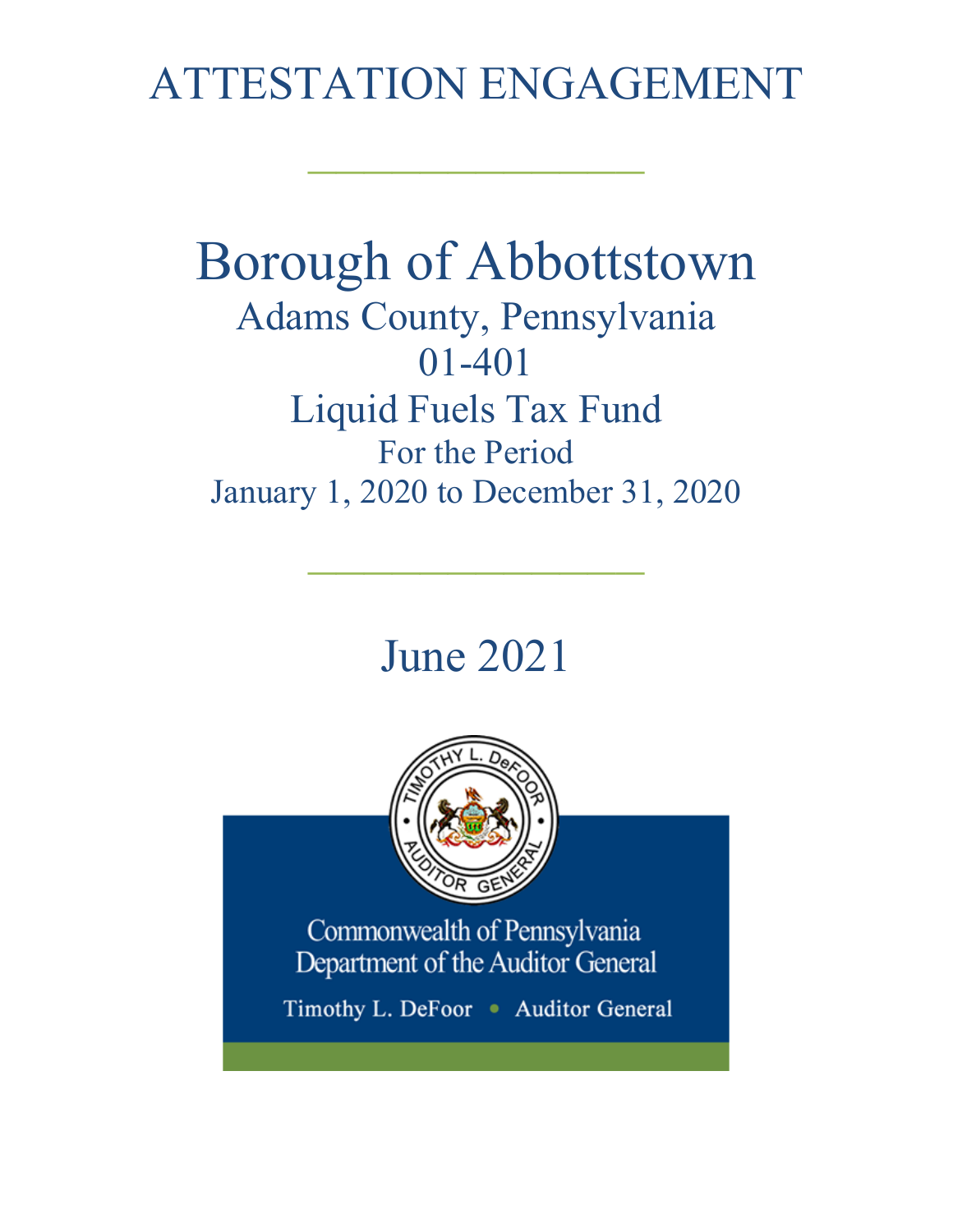# ATTESTATION ENGAGEMENT

# Borough of Abbottstown

## Adams County, Pennsylvania

## 01-401

## Liquid Fuels Tax Fund

For the Period

January 1, 2020 to December 31, 2020

## June 2021

Commonwealth of Pennsylvania
Department of the Auditor General

Timothy L. DeFoor • Auditor General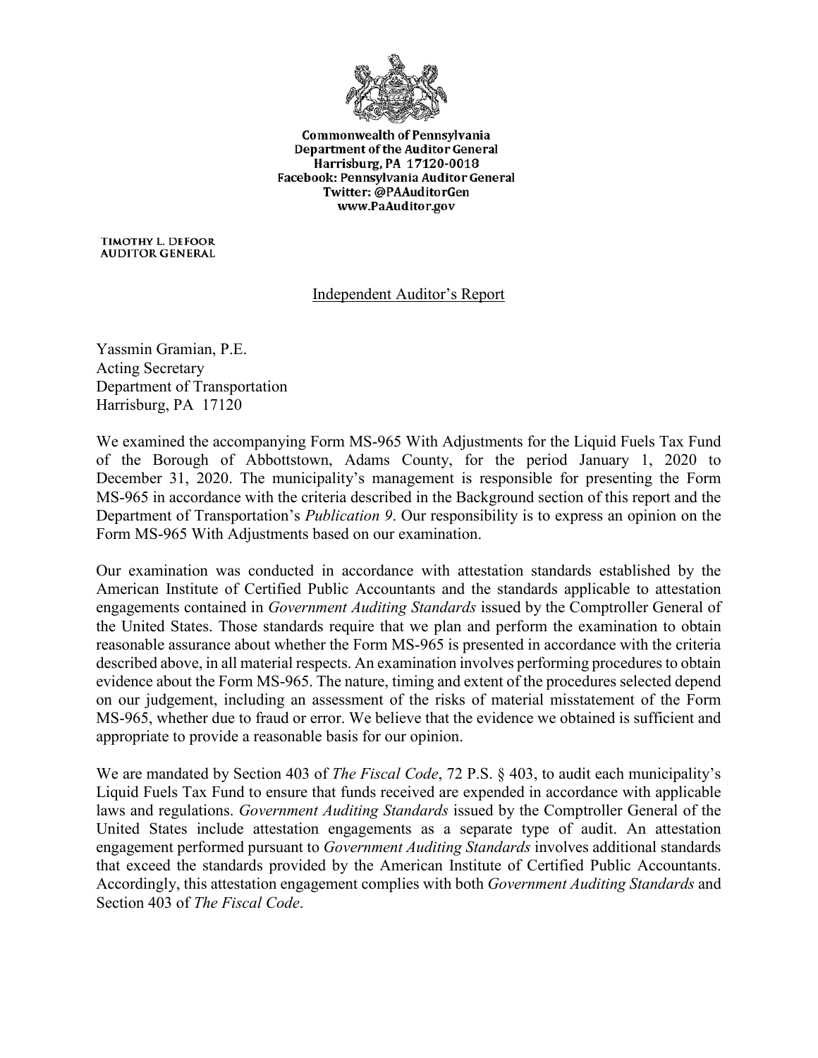Commonwealth of Pennsylvania
Department of the Auditor General
Harrisburg, PA 17120-0018
Facebook: Pennsylvania Auditor General
Twitter: @PAAuditorGen
www.PaAuditor.gov

TIMOTHY L. DEFOOR
AUDITOR GENERAL

Independent Auditor's Report

Yassmin Gramian, P.E.
Acting Secretary
Department of Transportation
Harrisburg, PA 17120

We examined the accompanying Form MS-965 With Adjustments for the Liquid Fuels Tax Fund of the Borough of Abbottstown, Adams County, for the period January 1, 2020 to December 31, 2020. The municipality's management is responsible for presenting the Form MS-965 in accordance with the criteria described in the Background section of this report and the Department of Transportation's *Publication 9*. Our responsibility is to express an opinion on the Form MS-965 With Adjustments based on our examination.

Our examination was conducted in accordance with attestation standards established by the American Institute of Certified Public Accountants and the standards applicable to attestation engagements contained in *Government Auditing Standards* issued by the Comptroller General of the United States. Those standards require that we plan and perform the examination to obtain reasonable assurance about whether the Form MS-965 is presented in accordance with the criteria described above, in all material respects. An examination involves performing procedures to obtain evidence about the Form MS-965. The nature, timing and extent of the procedures selected depend on our judgement, including an assessment of the risks of material misstatement of the Form MS-965, whether due to fraud or error. We believe that the evidence we obtained is sufficient and appropriate to provide a reasonable basis for our opinion.

We are mandated by Section 403 of *The Fiscal Code*, 72 P.S. § 403, to audit each municipality's Liquid Fuels Tax Fund to ensure that funds received are expended in accordance with applicable laws and regulations. *Government Auditing Standards* issued by the Comptroller General of the United States include attestation engagements as a separate type of audit. An attestation engagement performed pursuant to *Government Auditing Standards* involves additional standards that exceed the standards provided by the American Institute of Certified Public Accountants. Accordingly, this attestation engagement complies with both *Government Auditing Standards* and Section 403 of *The Fiscal Code*.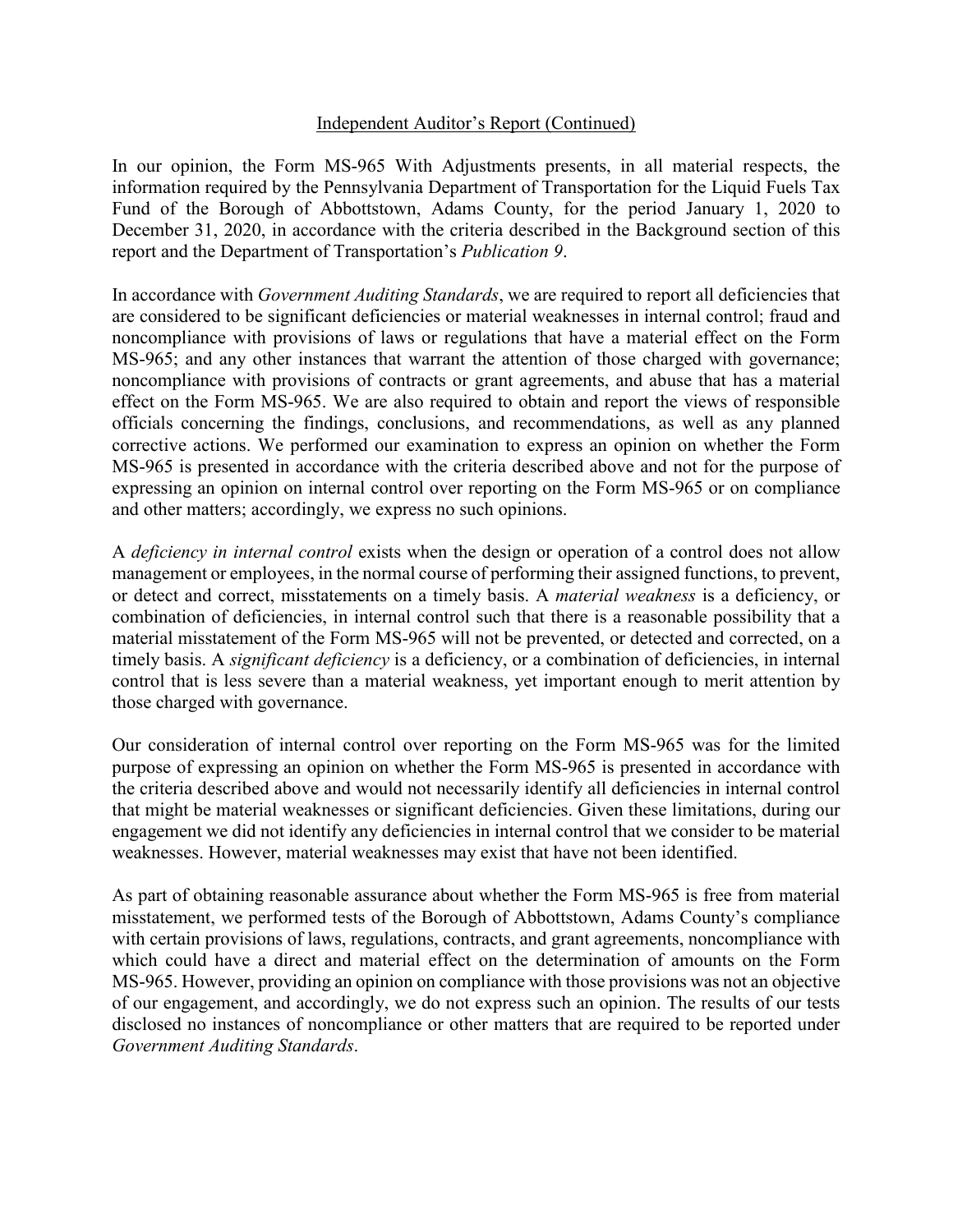Independent Auditor's Report (Continued)

In our opinion, the Form MS-965 With Adjustments presents, in all material respects, the information required by the Pennsylvania Department of Transportation for the Liquid Fuels Tax Fund of the Borough of Abbottstown, Adams County, for the period January 1, 2020 to December 31, 2020, in accordance with the criteria described in the Background section of this report and the Department of Transportation's *Publication 9*.

In accordance with *Government Auditing Standards*, we are required to report all deficiencies that are considered to be significant deficiencies or material weaknesses in internal control; fraud and noncompliance with provisions of laws or regulations that have a material effect on the Form MS-965; and any other instances that warrant the attention of those charged with governance; noncompliance with provisions of contracts or grant agreements, and abuse that has a material effect on the Form MS-965. We are also required to obtain and report the views of responsible officials concerning the findings, conclusions, and recommendations, as well as any planned corrective actions. We performed our examination to express an opinion on whether the Form MS-965 is presented in accordance with the criteria described above and not for the purpose of expressing an opinion on internal control over reporting on the Form MS-965 or on compliance and other matters; accordingly, we express no such opinions.

A *deficiency in internal control* exists when the design or operation of a control does not allow management or employees, in the normal course of performing their assigned functions, to prevent, or detect and correct, misstatements on a timely basis. A *material weakness* is a deficiency, or combination of deficiencies, in internal control such that there is a reasonable possibility that a material misstatement of the Form MS-965 will not be prevented, or detected and corrected, on a timely basis. A *significant deficiency* is a deficiency, or a combination of deficiencies, in internal control that is less severe than a material weakness, yet important enough to merit attention by those charged with governance.

Our consideration of internal control over reporting on the Form MS-965 was for the limited purpose of expressing an opinion on whether the Form MS-965 is presented in accordance with the criteria described above and would not necessarily identify all deficiencies in internal control that might be material weaknesses or significant deficiencies. Given these limitations, during our engagement we did not identify any deficiencies in internal control that we consider to be material weaknesses. However, material weaknesses may exist that have not been identified.

As part of obtaining reasonable assurance about whether the Form MS-965 is free from material misstatement, we performed tests of the Borough of Abbottstown, Adams County's compliance with certain provisions of laws, regulations, contracts, and grant agreements, noncompliance with which could have a direct and material effect on the determination of amounts on the Form MS-965. However, providing an opinion on compliance with those provisions was not an objective of our engagement, and accordingly, we do not express such an opinion. The results of our tests disclosed no instances of noncompliance or other matters that are required to be reported under *Government Auditing Standards*.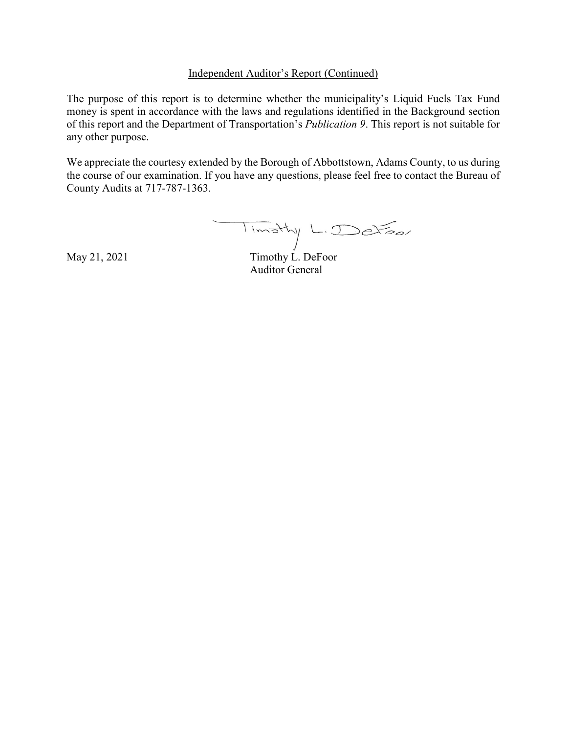Independent Auditor's Report (Continued)

The purpose of this report is to determine whether the municipality's Liquid Fuels Tax Fund money is spent in accordance with the laws and regulations identified in the Background section of this report and the Department of Transportation's *Publication 9*. This report is not suitable for any other purpose.

We appreciate the courtesy extended by the Borough of Abbottstown, Adams County, to us during the course of our examination. If you have any questions, please feel free to contact the Bureau of County Audits at 717-787-1363.

May 21, 2021

Timothy L. DeFoor
Auditor General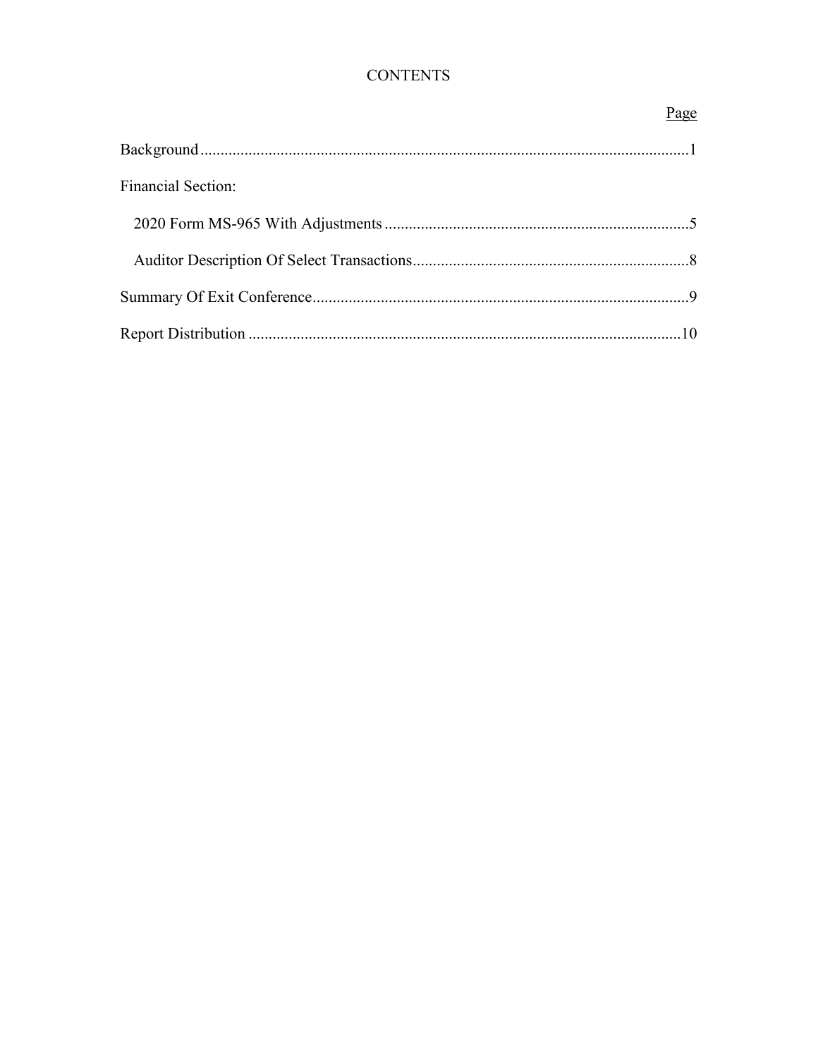# CONTENTS

| | Page |
|---|---|
| Background | 1 |
| Financial Section: | |
| 2020 Form MS-965 With Adjustments | 5 |
| Auditor Description Of Select Transactions | 8 |
| Summary Of Exit Conference | 9 |
| Report Distribution | 10 |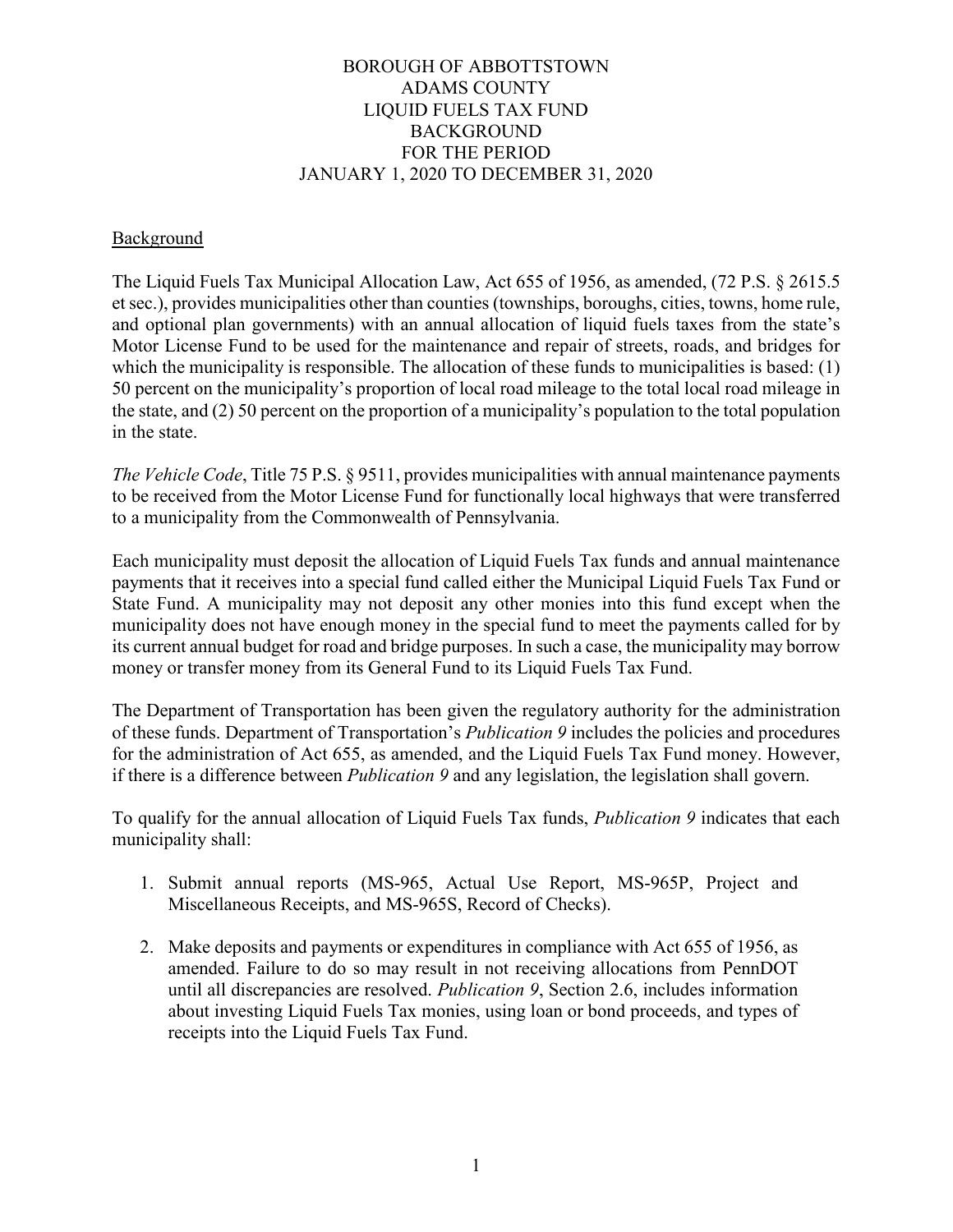# BOROUGH OF ABBOTTSTOWN
# ADAMS COUNTY
# LIQUID FUELS TAX FUND
# BACKGROUND
# FOR THE PERIOD
# JANUARY 1, 2020 TO DECEMBER 31, 2020

## Background

The Liquid Fuels Tax Municipal Allocation Law, Act 655 of 1956, as amended, (72 P.S. § 2615.5 et sec.), provides municipalities other than counties (townships, boroughs, cities, towns, home rule, and optional plan governments) with an annual allocation of liquid fuels taxes from the state's Motor License Fund to be used for the maintenance and repair of streets, roads, and bridges for which the municipality is responsible. The allocation of these funds to municipalities is based: (1) 50 percent on the municipality's proportion of local road mileage to the total local road mileage in the state, and (2) 50 percent on the proportion of a municipality's population to the total population in the state.

*The Vehicle Code*, Title 75 P.S. § 9511, provides municipalities with annual maintenance payments to be received from the Motor License Fund for functionally local highways that were transferred to a municipality from the Commonwealth of Pennsylvania.

Each municipality must deposit the allocation of Liquid Fuels Tax funds and annual maintenance payments that it receives into a special fund called either the Municipal Liquid Fuels Tax Fund or State Fund. A municipality may not deposit any other monies into this fund except when the municipality does not have enough money in the special fund to meet the payments called for by its current annual budget for road and bridge purposes. In such a case, the municipality may borrow money or transfer money from its General Fund to its Liquid Fuels Tax Fund.

The Department of Transportation has been given the regulatory authority for the administration of these funds. Department of Transportation's *Publication 9* includes the policies and procedures for the administration of Act 655, as amended, and the Liquid Fuels Tax Fund money. However, if there is a difference between *Publication 9* and any legislation, the legislation shall govern.

To qualify for the annual allocation of Liquid Fuels Tax funds, *Publication 9* indicates that each municipality shall:

1. Submit annual reports (MS-965, Actual Use Report, MS-965P, Project and Miscellaneous Receipts, and MS-965S, Record of Checks).

2. Make deposits and payments or expenditures in compliance with Act 655 of 1956, as amended. Failure to do so may result in not receiving allocations from PennDOT until all discrepancies are resolved. *Publication 9*, Section 2.6, includes information about investing Liquid Fuels Tax monies, using loan or bond proceeds, and types of receipts into the Liquid Fuels Tax Fund.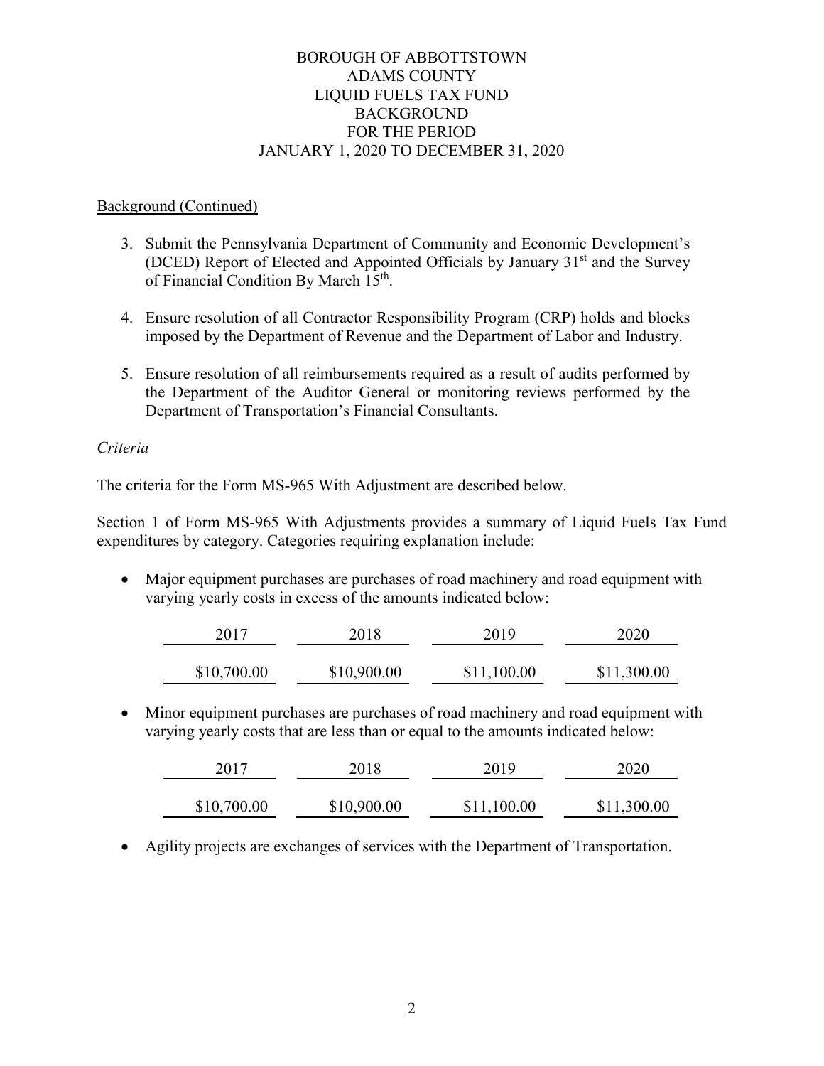# BOROUGH OF ABBOTTSTOWN
## ADAMS COUNTY
## LIQUID FUELS TAX FUND
## BACKGROUND
## FOR THE PERIOD
## JANUARY 1, 2020 TO DECEMBER 31, 2020

Background (Continued)

3. Submit the Pennsylvania Department of Community and Economic Development's (DCED) Report of Elected and Appointed Officials by January 31st and the Survey of Financial Condition By March 15th.

4. Ensure resolution of all Contractor Responsibility Program (CRP) holds and blocks imposed by the Department of Revenue and the Department of Labor and Industry.

5. Ensure resolution of all reimbursements required as a result of audits performed by the Department of the Auditor General or monitoring reviews performed by the Department of Transportation's Financial Consultants.

*Criteria*

The criteria for the Form MS-965 With Adjustment are described below.

Section 1 of Form MS-965 With Adjustments provides a summary of Liquid Fuels Tax Fund expenditures by category. Categories requiring explanation include:

- Major equipment purchases are purchases of road machinery and road equipment with varying yearly costs in excess of the amounts indicated below:

| 2017 | 2018 | 2019 | 2020 |
|---|---|---|---|
| $10,700.00 | $10,900.00 | $11,100.00 | $11,300.00 |

- Minor equipment purchases are purchases of road machinery and road equipment with varying yearly costs that are less than or equal to the amounts indicated below:

| 2017 | 2018 | 2019 | 2020 |
|---|---|---|---|
| $10,700.00 | $10,900.00 | $11,100.00 | $11,300.00 |

- Agility projects are exchanges of services with the Department of Transportation.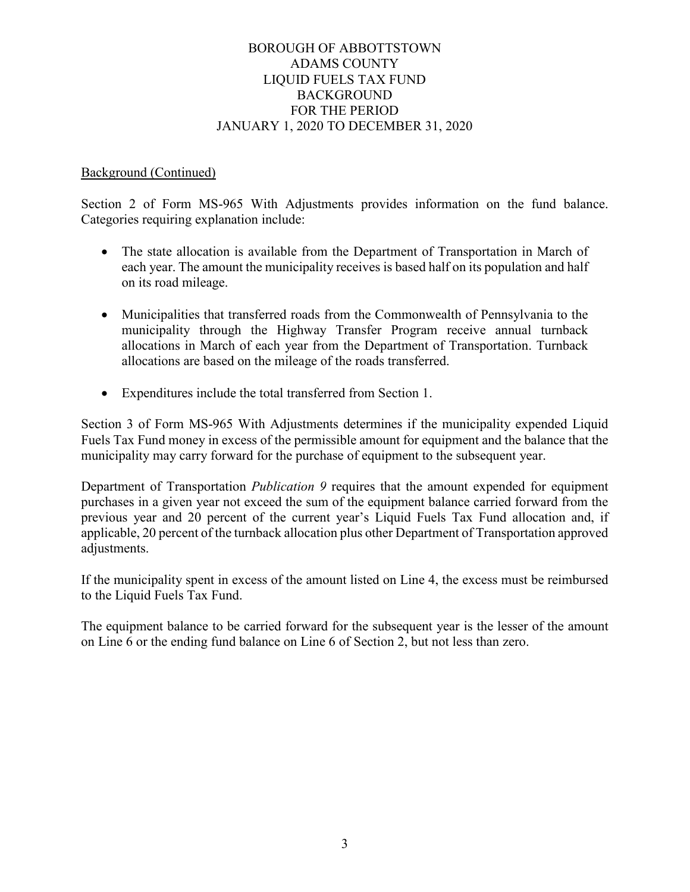# BOROUGH OF ABBOTTSTOWN
# ADAMS COUNTY
# LIQUID FUELS TAX FUND
# BACKGROUND
# FOR THE PERIOD
# JANUARY 1, 2020 TO DECEMBER 31, 2020

<u>Background (Continued)</u>

Section 2 of Form MS-965 With Adjustments provides information on the fund balance. Categories requiring explanation include:

- The state allocation is available from the Department of Transportation in March of each year. The amount the municipality receives is based half on its population and half on its road mileage.

- Municipalities that transferred roads from the Commonwealth of Pennsylvania to the municipality through the Highway Transfer Program receive annual turnback allocations in March of each year from the Department of Transportation. Turnback allocations are based on the mileage of the roads transferred.

- Expenditures include the total transferred from Section 1.

Section 3 of Form MS-965 With Adjustments determines if the municipality expended Liquid Fuels Tax Fund money in excess of the permissible amount for equipment and the balance that the municipality may carry forward for the purchase of equipment to the subsequent year.

Department of Transportation *Publication 9* requires that the amount expended for equipment purchases in a given year not exceed the sum of the equipment balance carried forward from the previous year and 20 percent of the current year's Liquid Fuels Tax Fund allocation and, if applicable, 20 percent of the turnback allocation plus other Department of Transportation approved adjustments.

If the municipality spent in excess of the amount listed on Line 4, the excess must be reimbursed to the Liquid Fuels Tax Fund.

The equipment balance to be carried forward for the subsequent year is the lesser of the amount on Line 6 or the ending fund balance on Line 6 of Section 2, but not less than zero.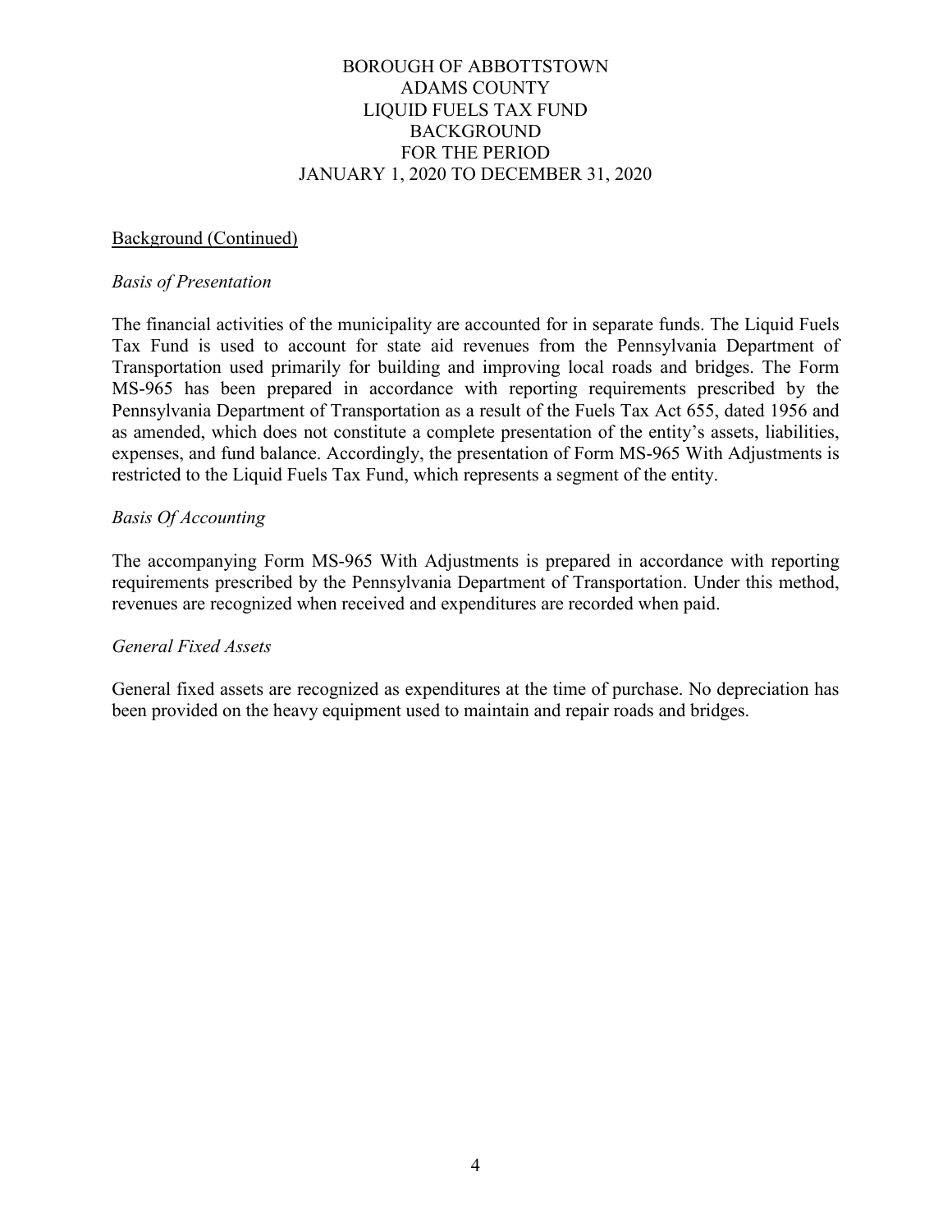BOROUGH OF ABBOTTSTOWN
ADAMS COUNTY
LIQUID FUELS TAX FUND
BACKGROUND
FOR THE PERIOD
JANUARY 1, 2020 TO DECEMBER 31, 2020

## Background (Continued)

*Basis of Presentation*

The financial activities of the municipality are accounted for in separate funds. The Liquid Fuels Tax Fund is used to account for state aid revenues from the Pennsylvania Department of Transportation used primarily for building and improving local roads and bridges. The Form MS-965 has been prepared in accordance with reporting requirements prescribed by the Pennsylvania Department of Transportation as a result of the Fuels Tax Act 655, dated 1956 and as amended, which does not constitute a complete presentation of the entity's assets, liabilities, expenses, and fund balance. Accordingly, the presentation of Form MS-965 With Adjustments is restricted to the Liquid Fuels Tax Fund, which represents a segment of the entity.

*Basis Of Accounting*

The accompanying Form MS-965 With Adjustments is prepared in accordance with reporting requirements prescribed by the Pennsylvania Department of Transportation. Under this method, revenues are recognized when received and expenditures are recorded when paid.

*General Fixed Assets*

General fixed assets are recognized as expenditures at the time of purchase. No depreciation has been provided on the heavy equipment used to maintain and repair roads and bridges.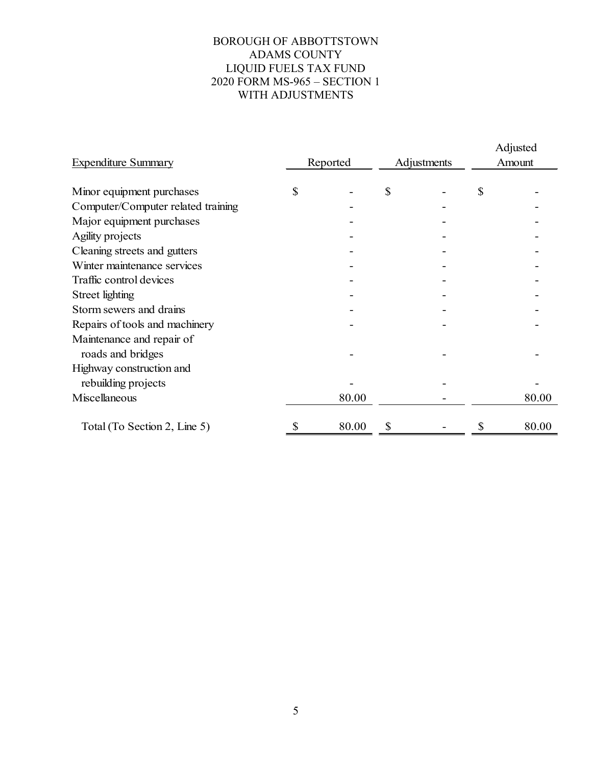BOROUGH OF ABBOTTSTOWN
ADAMS COUNTY
LIQUID FUELS TAX FUND
2020 FORM MS-965 – SECTION 1
WITH ADJUSTMENTS

| Expenditure Summary | Reported | Adjustments | Adjusted Amount |
|---|---|---|---|
| Minor equipment purchases | $ - | $ - | $ - |
| Computer/Computer related training | - | - | - |
| Major equipment purchases | - | - | - |
| Agility projects | - | - | - |
| Cleaning streets and gutters | - | - | - |
| Winter maintenance services | - | - | - |
| Traffic control devices | - | - | - |
| Street lighting | - | - | - |
| Storm sewers and drains | - | - | - |
| Repairs of tools and machinery | - | - | - |
| Maintenance and repair of roads and bridges | - | - | - |
| Highway construction and rebuilding projects | - | - | - |
| Miscellaneous | 80.00 | - | 80.00 |
| Total (To Section 2, Line 5) | $ 80.00 | $ - | $ 80.00 |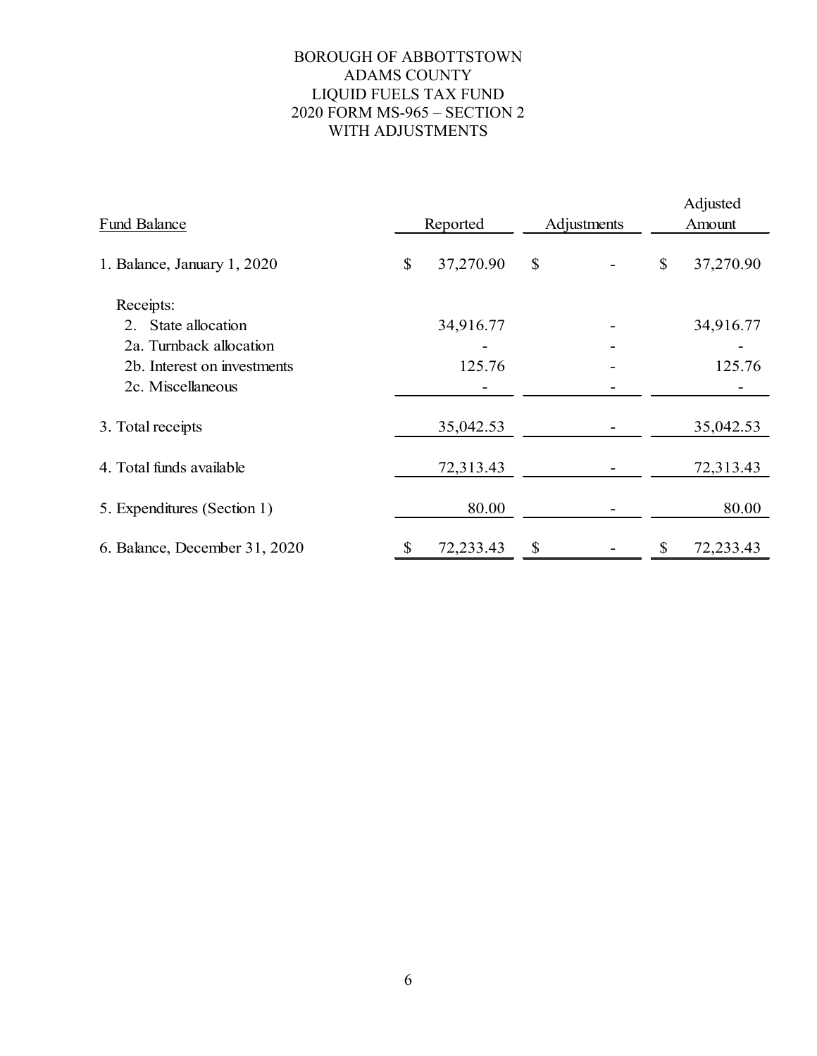BOROUGH OF ABBOTTSTOWN
ADAMS COUNTY
LIQUID FUELS TAX FUND
2020 FORM MS-965 – SECTION 2
WITH ADJUSTMENTS

| Fund Balance | Reported | Adjustments | Adjusted Amount |
|---|---|---|---|
| 1. Balance, January 1, 2020 | $ 37,270.90 | $ - | $ 37,270.90 |
| Receipts: | | | |
| 2. State allocation | 34,916.77 | - | 34,916.77 |
| 2a. Turnback allocation | - | - | - |
| 2b. Interest on investments | 125.76 | - | 125.76 |
| 2c. Miscellaneous | - | - | - |
| 3. Total receipts | 35,042.53 | - | 35,042.53 |
| 4. Total funds available | 72,313.43 | - | 72,313.43 |
| 5. Expenditures (Section 1) | 80.00 | - | 80.00 |
| 6. Balance, December 31, 2020 | $ 72,233.43 | $ - | $ 72,233.43 |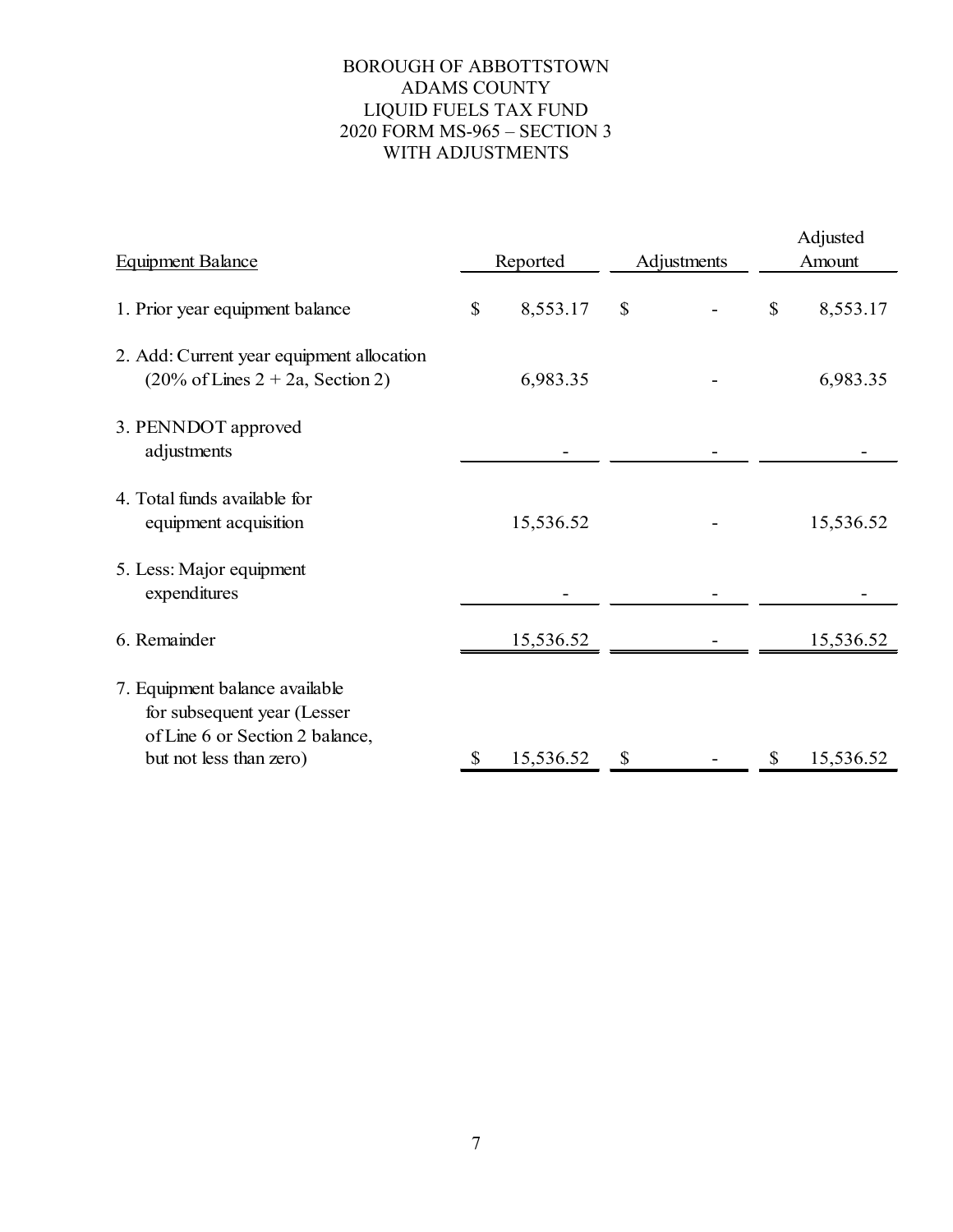# BOROUGH OF ABBOTTSTOWN
## ADAMS COUNTY
## LIQUID FUELS TAX FUND
## 2020 FORM MS-965 – SECTION 3
## WITH ADJUSTMENTS

| Equipment Balance | Reported | Adjustments | Adjusted Amount |
|---|---|---|---|
| 1. Prior year equipment balance | $ 8,553.17 | $ - | $ 8,553.17 |
| 2. Add: Current year equipment allocation (20% of Lines 2 + 2a, Section 2) | 6,983.35 | - | 6,983.35 |
| 3. PENNDOT approved adjustments | - | - | - |
| 4. Total funds available for equipment acquisition | 15,536.52 | - | 15,536.52 |
| 5. Less: Major equipment expenditures | - | - | - |
| 6. Remainder | 15,536.52 | - | 15,536.52 |
| 7. Equipment balance available for subsequent year (Lesser of Line 6 or Section 2 balance, but not less than zero) | $ 15,536.52 | $ - | $ 15,536.52 |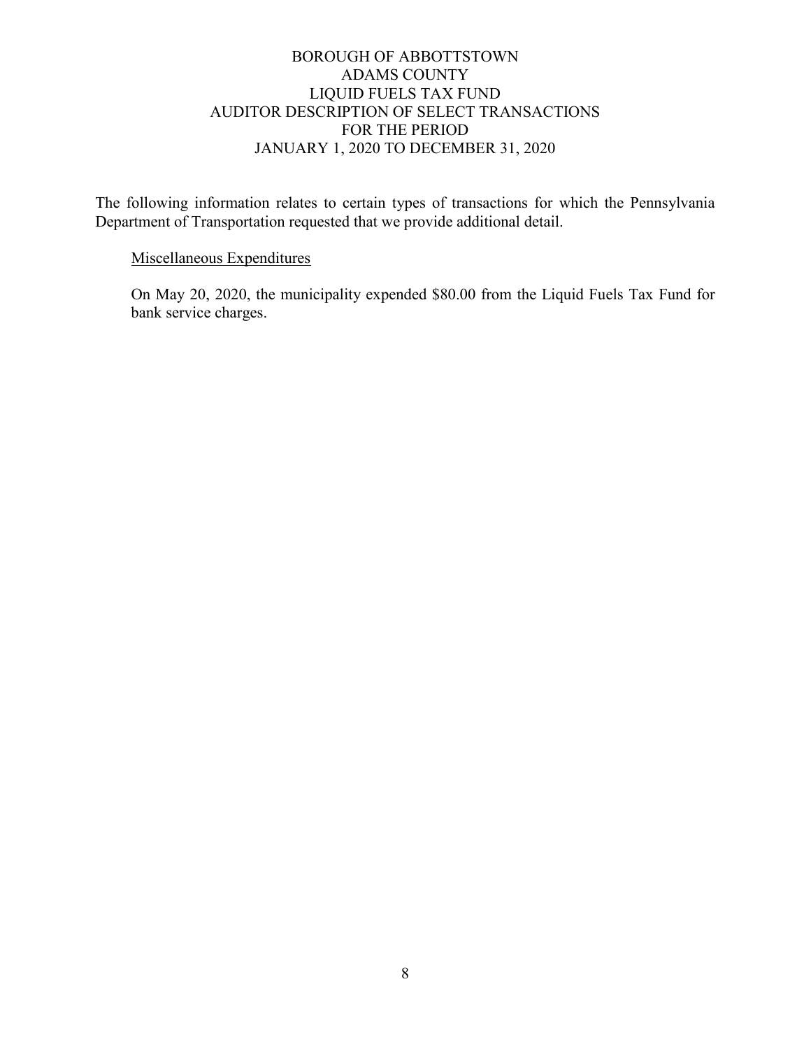# BOROUGH OF ABBOTTSTOWN
## ADAMS COUNTY
## LIQUID FUELS TAX FUND
## AUDITOR DESCRIPTION OF SELECT TRANSACTIONS
## FOR THE PERIOD
## JANUARY 1, 2020 TO DECEMBER 31, 2020

The following information relates to certain types of transactions for which the Pennsylvania Department of Transportation requested that we provide additional detail.

Miscellaneous Expenditures

On May 20, 2020, the municipality expended $80.00 from the Liquid Fuels Tax Fund for bank service charges.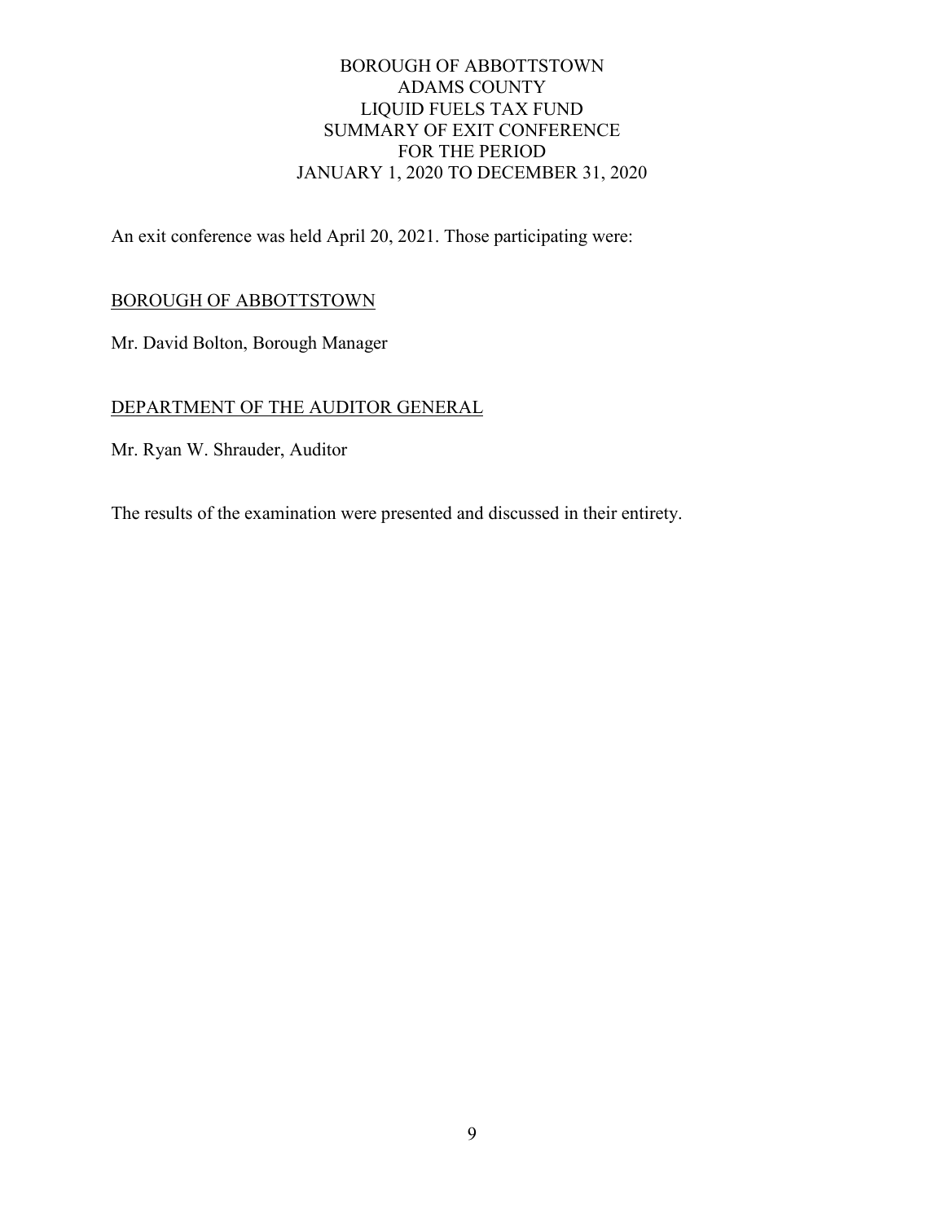# BOROUGH OF ABBOTTSTOWN
# ADAMS COUNTY
# LIQUID FUELS TAX FUND
# SUMMARY OF EXIT CONFERENCE
# FOR THE PERIOD
# JANUARY 1, 2020 TO DECEMBER 31, 2020

An exit conference was held April 20, 2021. Those participating were:

BOROUGH OF ABBOTTSTOWN

Mr. David Bolton, Borough Manager

DEPARTMENT OF THE AUDITOR GENERAL

Mr. Ryan W. Shrauder, Auditor

The results of the examination were presented and discussed in their entirety.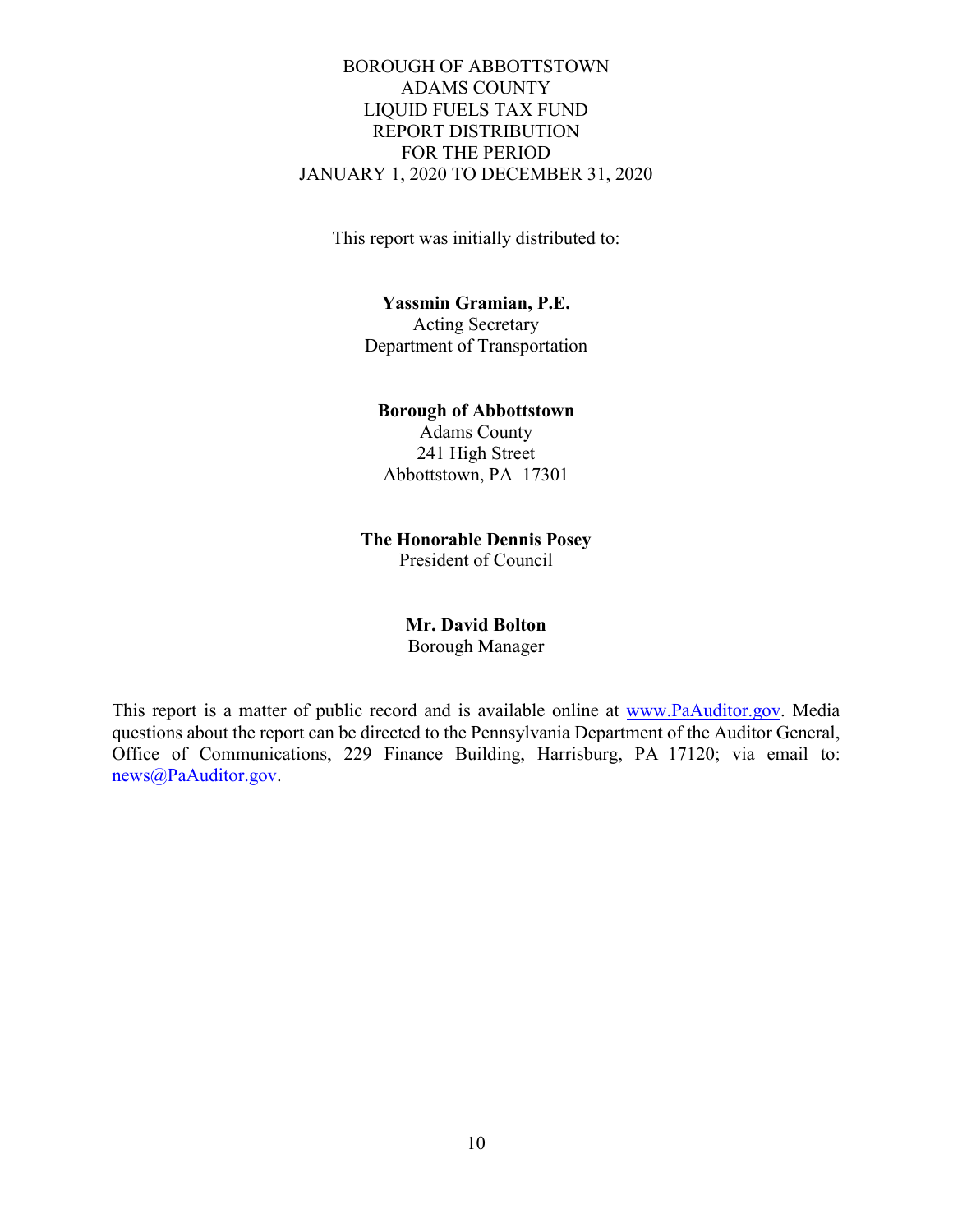# BOROUGH OF ABBOTTSTOWN
## ADAMS COUNTY
## LIQUID FUELS TAX FUND
## REPORT DISTRIBUTION
## FOR THE PERIOD
## JANUARY 1, 2020 TO DECEMBER 31, 2020

This report was initially distributed to:

**Yassmin Gramian, P.E.**
Acting Secretary
Department of Transportation

**Borough of Abbottstown**
Adams County
241 High Street
Abbottstown, PA 17301

**The Honorable Dennis Posey**
President of Council

**Mr. David Bolton**
Borough Manager

This report is a matter of public record and is available online at www.PaAuditor.gov. Media questions about the report can be directed to the Pennsylvania Department of the Auditor General, Office of Communications, 229 Finance Building, Harrisburg, PA 17120; via email to: news@PaAuditor.gov.